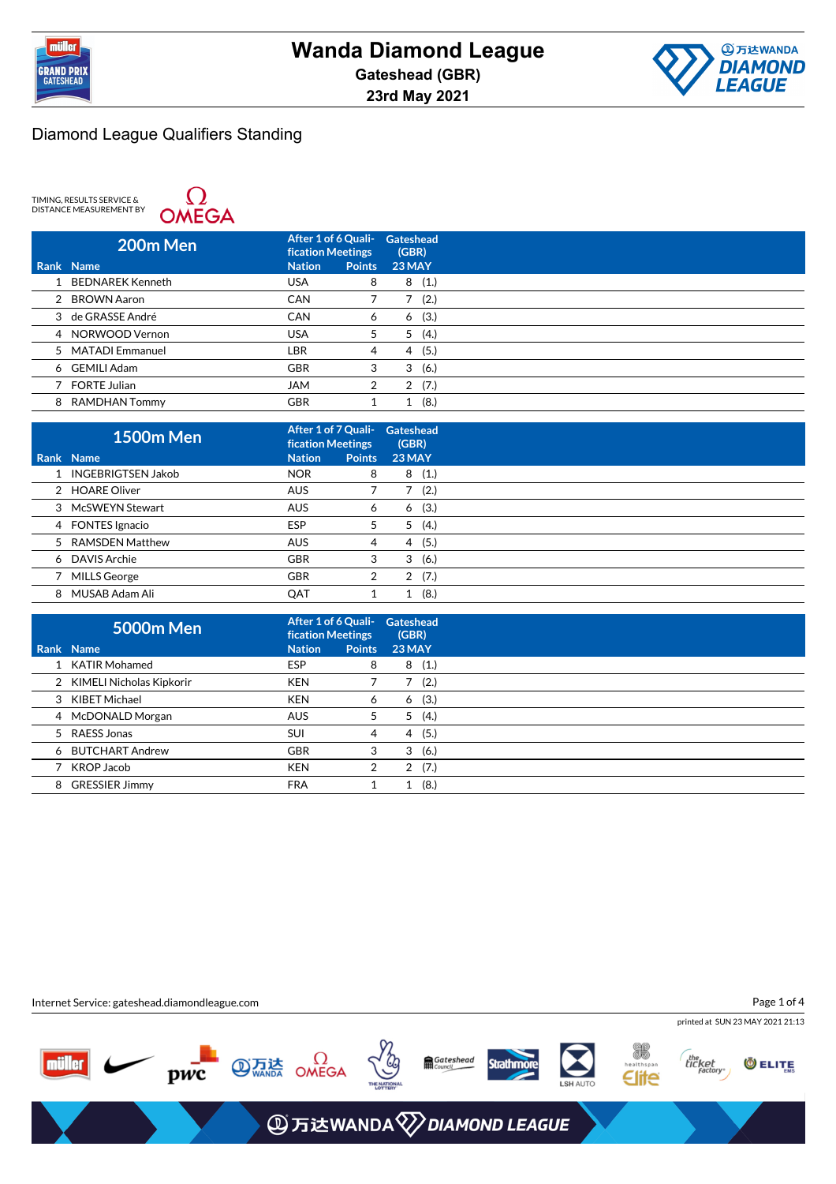# Wanda Diamond League

**Gateshead (GBR)**

**23rd May 2021**

## Diamond League Qualifiers Standing

TIMING, RESULTS SERVICE & DISTANCE MEASUREMENT BY OMEGA

### 200m Men

| Rank | Name | Nation | After 1 of 6 Qualification Meetings Points | Gateshead (GBR) 23 MAY |
|---|---|---|---|---|
| 1 | BEDNAREK Kenneth | USA | 8 | 8 (1.) |
| 2 | BROWN Aaron | CAN | 7 | 7 (2.) |
| 3 | de GRASSE André | CAN | 6 | 6 (3.) |
| 4 | NORWOOD Vernon | USA | 5 | 5 (4.) |
| 5 | MATADI Emmanuel | LBR | 4 | 4 (5.) |
| 6 | GEMILI Adam | GBR | 3 | 3 (6.) |
| 7 | FORTE Julian | JAM | 2 | 2 (7.) |
| 8 | RAMDHAN Tommy | GBR | 1 | 1 (8.) |

### 1500m Men

| Rank | Name | Nation | After 1 of 7 Qualification Meetings Points | Gateshead (GBR) 23 MAY |
|---|---|---|---|---|
| 1 | INGEBRIGTSEN Jakob | NOR | 8 | 8 (1.) |
| 2 | HOARE Oliver | AUS | 7 | 7 (2.) |
| 3 | McSWEYN Stewart | AUS | 6 | 6 (3.) |
| 4 | FONTES Ignacio | ESP | 5 | 5 (4.) |
| 5 | RAMSDEN Matthew | AUS | 4 | 4 (5.) |
| 6 | DAVIS Archie | GBR | 3 | 3 (6.) |
| 7 | MILLS George | GBR | 2 | 2 (7.) |
| 8 | MUSAB Adam Ali | QAT | 1 | 1 (8.) |

### 5000m Men

| Rank | Name | Nation | After 1 of 6 Qualification Meetings Points | Gateshead (GBR) 23 MAY |
|---|---|---|---|---|
| 1 | KATIR Mohamed | ESP | 8 | 8 (1.) |
| 2 | KIMELI Nicholas Kipkorir | KEN | 7 | 7 (2.) |
| 3 | KIBET Michael | KEN | 6 | 6 (3.) |
| 4 | McDONALD Morgan | AUS | 5 | 5 (4.) |
| 5 | RAESS Jonas | SUI | 4 | 4 (5.) |
| 6 | BUTCHART Andrew | GBR | 3 | 3 (6.) |
| 7 | KROP Jacob | KEN | 2 | 2 (7.) |
| 8 | GRESSIER Jimmy | FRA | 1 | 1 (8.) |

Internet Service: gateshead.diamondleague.com

printed at SUN 23 MAY 2021 21:13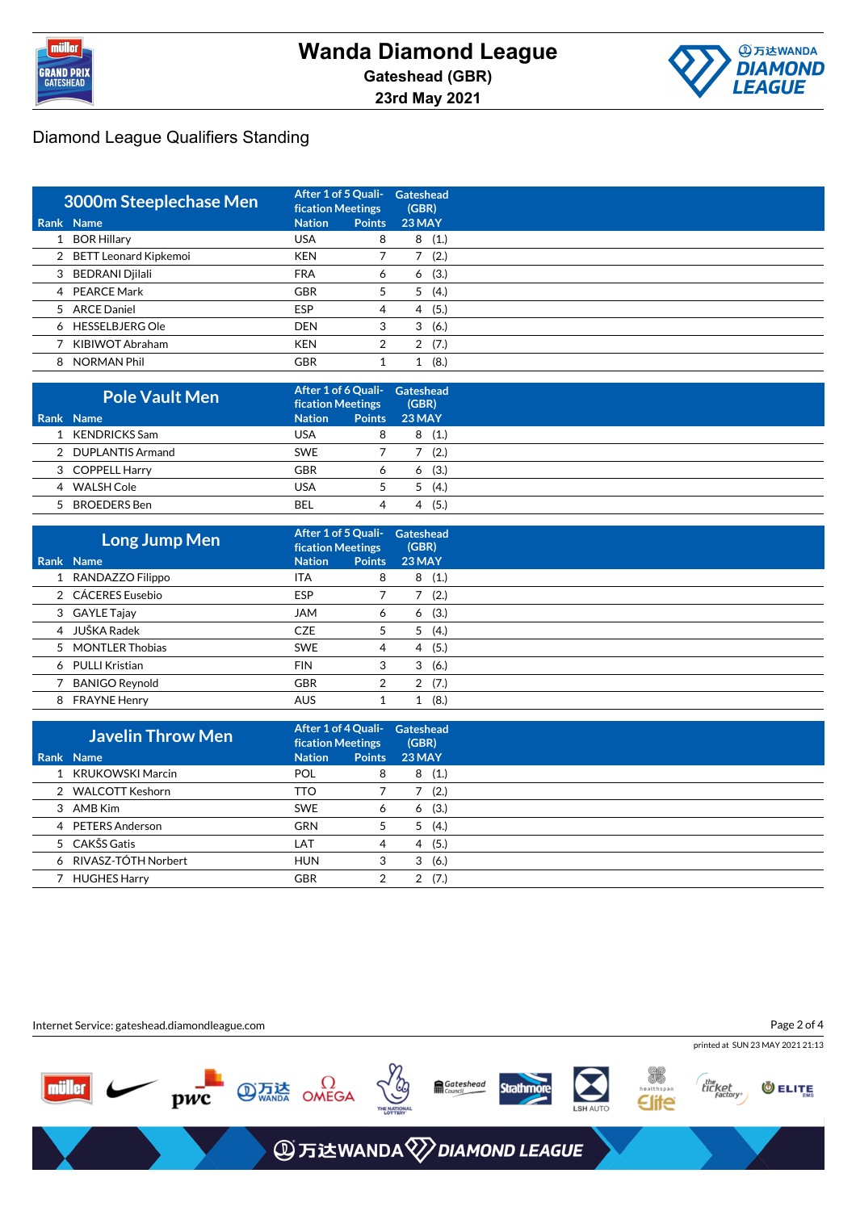# Wanda Diamond League

**Gateshead (GBR)**
**23rd May 2021**

## Diamond League Qualifiers Standing

### 3000m Steeplechase Men

| Rank | Name | Nation | Points (After 1 of 5 Qualification Meetings) | Gateshead (GBR) 23 MAY |
|---|---|---|---|---|
| 1 | BOR Hillary | USA | 8 | 8 (1.) |
| 2 | BETT Leonard Kipkemoi | KEN | 7 | 7 (2.) |
| 3 | BEDRANI Djilali | FRA | 6 | 6 (3.) |
| 4 | PEARCE Mark | GBR | 5 | 5 (4.) |
| 5 | ARCE Daniel | ESP | 4 | 4 (5.) |
| 6 | HESSELBJERG Ole | DEN | 3 | 3 (6.) |
| 7 | KIBIWOT Abraham | KEN | 2 | 2 (7.) |
| 8 | NORMAN Phil | GBR | 1 | 1 (8.) |

### Pole Vault Men

| Rank | Name | Nation | Points (After 1 of 6 Qualification Meetings) | Gateshead (GBR) 23 MAY |
|---|---|---|---|---|
| 1 | KENDRICKS Sam | USA | 8 | 8 (1.) |
| 2 | DUPLANTIS Armand | SWE | 7 | 7 (2.) |
| 3 | COPPELL Harry | GBR | 6 | 6 (3.) |
| 4 | WALSH Cole | USA | 5 | 5 (4.) |
| 5 | BROEDERS Ben | BEL | 4 | 4 (5.) |

### Long Jump Men

| Rank | Name | Nation | Points (After 1 of 5 Qualification Meetings) | Gateshead (GBR) 23 MAY |
|---|---|---|---|---|
| 1 | RANDAZZO Filippo | ITA | 8 | 8 (1.) |
| 2 | CÁCERES Eusebio | ESP | 7 | 7 (2.) |
| 3 | GAYLE Tajay | JAM | 6 | 6 (3.) |
| 4 | JUŠKA Radek | CZE | 5 | 5 (4.) |
| 5 | MONTLER Thobias | SWE | 4 | 4 (5.) |
| 6 | PULLI Kristian | FIN | 3 | 3 (6.) |
| 7 | BANIGO Reynold | GBR | 2 | 2 (7.) |
| 8 | FRAYNE Henry | AUS | 1 | 1 (8.) |

### Javelin Throw Men

| Rank | Name | Nation | Points (After 1 of 4 Qualification Meetings) | Gateshead (GBR) 23 MAY |
|---|---|---|---|---|
| 1 | KRUKOWSKI Marcin | POL | 8 | 8 (1.) |
| 2 | WALCOTT Keshorn | TTO | 7 | 7 (2.) |
| 3 | AMB Kim | SWE | 6 | 6 (3.) |
| 4 | PETERS Anderson | GRN | 5 | 5 (4.) |
| 5 | CAKŠS Gatis | LAT | 4 | 4 (5.) |
| 6 | RIVASZ-TÓTH Norbert | HUN | 3 | 3 (6.) |
| 7 | HUGHES Harry | GBR | 2 | 2 (7.) |

Internet Service: gateshead.diamondleague.com

printed at SUN 23 MAY 2021 21:13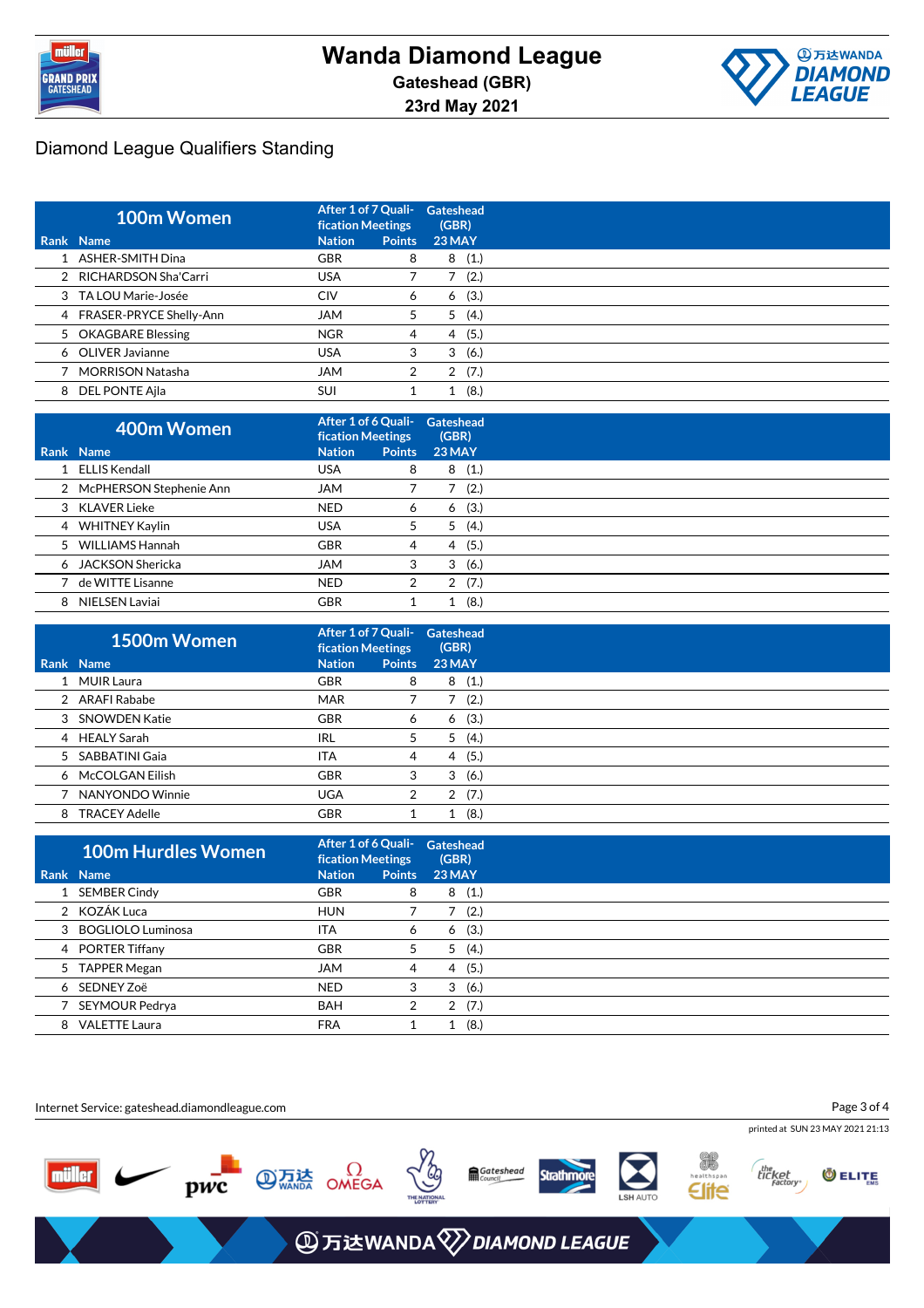# Wanda Diamond League

**Gateshead (GBR)**
**23rd May 2021**

## Diamond League Qualifiers Standing

| Rank | 100m Women Name | After 1 of 7 Qualification Meetings Nation | Points | Gateshead (GBR) 23 MAY |
|---|---|---|---|---|
| 1 | ASHER-SMITH Dina | GBR | 8 | 8 (1.) |
| 2 | RICHARDSON Sha'Carri | USA | 7 | 7 (2.) |
| 3 | TA LOU Marie-Josée | CIV | 6 | 6 (3.) |
| 4 | FRASER-PRYCE Shelly-Ann | JAM | 5 | 5 (4.) |
| 5 | OKAGBARE Blessing | NGR | 4 | 4 (5.) |
| 6 | OLIVER Javianne | USA | 3 | 3 (6.) |
| 7 | MORRISON Natasha | JAM | 2 | 2 (7.) |
| 8 | DEL PONTE Ajla | SUI | 1 | 1 (8.) |

| Rank | 400m Women Name | After 1 of 6 Qualification Meetings Nation | Points | Gateshead (GBR) 23 MAY |
|---|---|---|---|---|
| 1 | ELLIS Kendall | USA | 8 | 8 (1.) |
| 2 | McPHERSON Stephenie Ann | JAM | 7 | 7 (2.) |
| 3 | KLAVER Lieke | NED | 6 | 6 (3.) |
| 4 | WHITNEY Kaylin | USA | 5 | 5 (4.) |
| 5 | WILLIAMS Hannah | GBR | 4 | 4 (5.) |
| 6 | JACKSON Shericka | JAM | 3 | 3 (6.) |
| 7 | de WITTE Lisanne | NED | 2 | 2 (7.) |
| 8 | NIELSEN Laviai | GBR | 1 | 1 (8.) |

| Rank | 1500m Women Name | After 1 of 7 Qualification Meetings Nation | Points | Gateshead (GBR) 23 MAY |
|---|---|---|---|---|
| 1 | MUIR Laura | GBR | 8 | 8 (1.) |
| 2 | ARAFI Rababe | MAR | 7 | 7 (2.) |
| 3 | SNOWDEN Katie | GBR | 6 | 6 (3.) |
| 4 | HEALY Sarah | IRL | 5 | 5 (4.) |
| 5 | SABBATINI Gaia | ITA | 4 | 4 (5.) |
| 6 | McCOLGAN Eilish | GBR | 3 | 3 (6.) |
| 7 | NANYONDO Winnie | UGA | 2 | 2 (7.) |
| 8 | TRACEY Adelle | GBR | 1 | 1 (8.) |

| Rank | 100m Hurdles Women Name | After 1 of 6 Qualification Meetings Nation | Points | Gateshead (GBR) 23 MAY |
|---|---|---|---|---|
| 1 | SEMBER Cindy | GBR | 8 | 8 (1.) |
| 2 | KOZÁK Luca | HUN | 7 | 7 (2.) |
| 3 | BOGLIOLO Luminosa | ITA | 6 | 6 (3.) |
| 4 | PORTER Tiffany | GBR | 5 | 5 (4.) |
| 5 | TAPPER Megan | JAM | 4 | 4 (5.) |
| 6 | SEDNEY Zoë | NED | 3 | 3 (6.) |
| 7 | SEYMOUR Pedrya | BAH | 2 | 2 (7.) |
| 8 | VALETTE Laura | FRA | 1 | 1 (8.) |

Internet Service: gateshead.diamondleague.com

printed at SUN 23 MAY 2021 21:13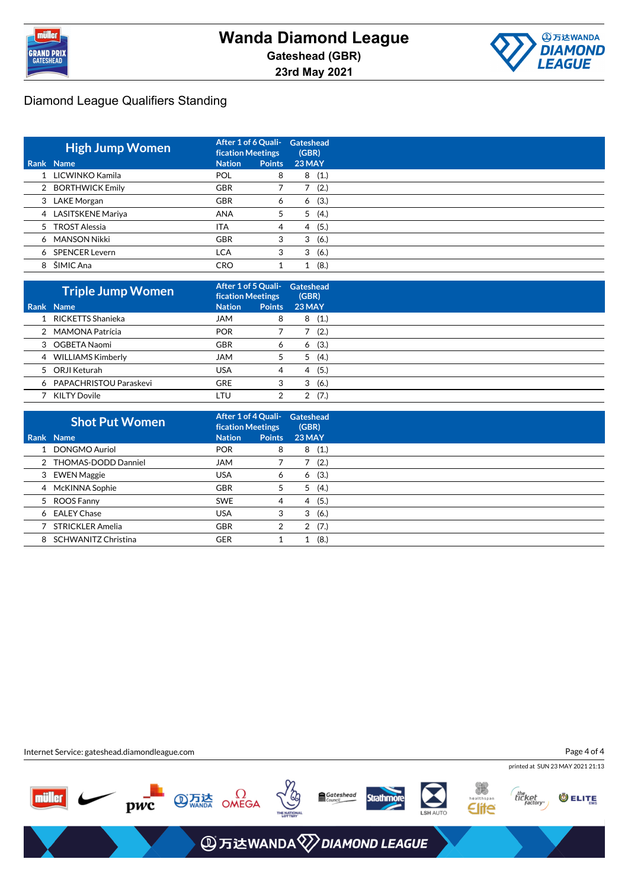# Wanda Diamond League

**Gateshead (GBR)**

**23rd May 2021**

## Diamond League Qualifiers Standing

| Rank | High Jump Women Name | Nation | After 1 of 6 Qualification Meetings Points | Gateshead (GBR) 23 MAY |
|---|---|---|---|---|
| 1 | LICWINKO Kamila | POL | 8 | 8 (1.) |
| 2 | BORTHWICK Emily | GBR | 7 | 7 (2.) |
| 3 | LAKE Morgan | GBR | 6 | 6 (3.) |
| 4 | LASITSKENE Mariya | ANA | 5 | 5 (4.) |
| 5 | TROST Alessia | ITA | 4 | 4 (5.) |
| 6 | MANSON Nikki | GBR | 3 | 3 (6.) |
| 6 | SPENCER Levern | LCA | 3 | 3 (6.) |
| 8 | ŠIMIC Ana | CRO | 1 | 1 (8.) |

| Rank | Triple Jump Women Name | Nation | After 1 of 5 Qualification Meetings Points | Gateshead (GBR) 23 MAY |
|---|---|---|---|---|
| 1 | RICKETTS Shanieka | JAM | 8 | 8 (1.) |
| 2 | MAMONA Patrícia | POR | 7 | 7 (2.) |
| 3 | OGBETA Naomi | GBR | 6 | 6 (3.) |
| 4 | WILLIAMS Kimberly | JAM | 5 | 5 (4.) |
| 5 | ORJI Keturah | USA | 4 | 4 (5.) |
| 6 | PAPACHRISTOU Paraskevi | GRE | 3 | 3 (6.) |
| 7 | KILTY Dovile | LTU | 2 | 2 (7.) |

| Rank | Shot Put Women Name | Nation | After 1 of 4 Qualification Meetings Points | Gateshead (GBR) 23 MAY |
|---|---|---|---|---|
| 1 | DONGMO Auriol | POR | 8 | 8 (1.) |
| 2 | THOMAS-DODD Danniel | JAM | 7 | 7 (2.) |
| 3 | EWEN Maggie | USA | 6 | 6 (3.) |
| 4 | McKINNA Sophie | GBR | 5 | 5 (4.) |
| 5 | ROOS Fanny | SWE | 4 | 4 (5.) |
| 6 | EALEY Chase | USA | 3 | 3 (6.) |
| 7 | STRICKLER Amelia | GBR | 2 | 2 (7.) |
| 8 | SCHWANITZ Christina | GER | 1 | 1 (8.) |

Internet Service: gateshead.diamondleague.com

printed at SUN 23 MAY 2021 21:13